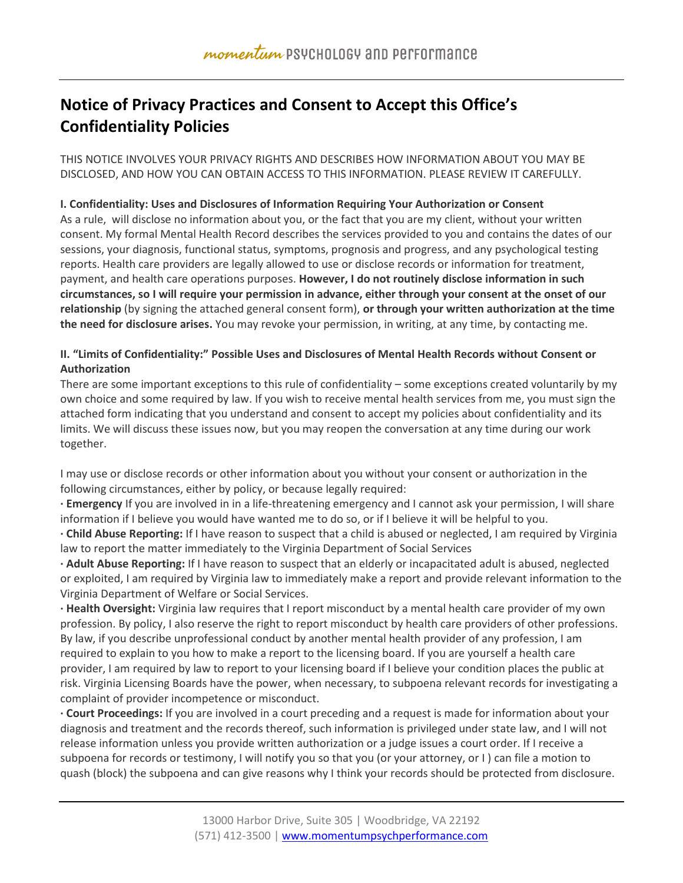# Notice of Privacy Practices and Consent to Accept this Office's Confidentiality Policies

THIS NOTICE INVOLVES YOUR PRIVACY RIGHTS AND DESCRIBES HOW INFORMATION ABOUT YOU MAY BE DISCLOSED, AND HOW YOU CAN OBTAIN ACCESS TO THIS INFORMATION. PLEASE REVIEW IT CAREFULLY.

**I. Confidentiality: Uses and Disclosures of Information Requiring Your Authorization or Consent**

As a rule, will disclose no information about you, or the fact that you are my client, without your written consent. My formal Mental Health Record describes the services provided to you and contains the dates of our sessions, your diagnosis, functional status, symptoms, prognosis and progress, and any psychological testing reports. Health care providers are legally allowed to use or disclose records or information for treatment, payment, and health care operations purposes. **However, I do not routinely disclose information in such circumstances, so I will require your permission in advance, either through your consent at the onset of our relationship** (by signing the attached general consent form), **or through your written authorization at the time the need for disclosure arises.** You may revoke your permission, in writing, at any time, by contacting me.

**II. "Limits of Confidentiality:" Possible Uses and Disclosures of Mental Health Records without Consent or Authorization**

There are some important exceptions to this rule of confidentiality – some exceptions created voluntarily by my own choice and some required by law. If you wish to receive mental health services from me, you must sign the attached form indicating that you understand and consent to accept my policies about confidentiality and its limits. We will discuss these issues now, but you may reopen the conversation at any time during our work together.

I may use or disclose records or other information about you without your consent or authorization in the following circumstances, either by policy, or because legally required:

· **Emergency** If you are involved in in a life-threatening emergency and I cannot ask your permission, I will share information if I believe you would have wanted me to do so, or if I believe it will be helpful to you.

· **Child Abuse Reporting:** If I have reason to suspect that a child is abused or neglected, I am required by Virginia law to report the matter immediately to the Virginia Department of Social Services

· **Adult Abuse Reporting:** If I have reason to suspect that an elderly or incapacitated adult is abused, neglected or exploited, I am required by Virginia law to immediately make a report and provide relevant information to the Virginia Department of Welfare or Social Services.

· **Health Oversight:** Virginia law requires that I report misconduct by a mental health care provider of my own profession. By policy, I also reserve the right to report misconduct by health care providers of other professions. By law, if you describe unprofessional conduct by another mental health provider of any profession, I am required to explain to you how to make a report to the licensing board. If you are yourself a health care provider, I am required by law to report to your licensing board if I believe your condition places the public at risk. Virginia Licensing Boards have the power, when necessary, to subpoena relevant records for investigating a complaint of provider incompetence or misconduct.

· **Court Proceedings:** If you are involved in a court preceding and a request is made for information about your diagnosis and treatment and the records thereof, such information is privileged under state law, and I will not release information unless you provide written authorization or a judge issues a court order. If I receive a subpoena for records or testimony, I will notify you so that you (or your attorney, or I ) can file a motion to quash (block) the subpoena and can give reasons why I think your records should be protected from disclosure.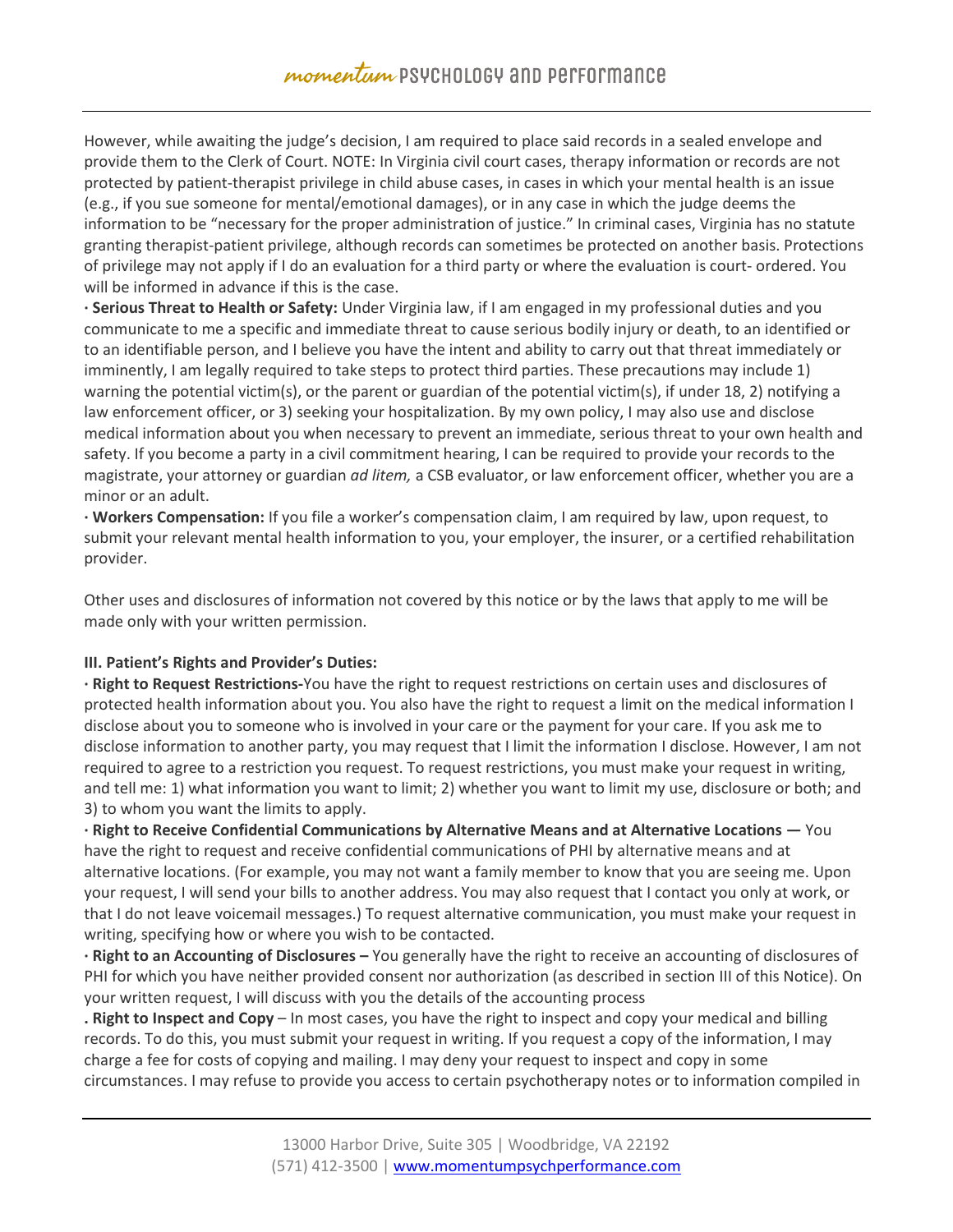However, while awaiting the judge's decision, I am required to place said records in a sealed envelope and provide them to the Clerk of Court. NOTE: In Virginia civil court cases, therapy information or records are not protected by patient-therapist privilege in child abuse cases, in cases in which your mental health is an issue (e.g., if you sue someone for mental/emotional damages), or in any case in which the judge deems the information to be "necessary for the proper administration of justice." In criminal cases, Virginia has no statute granting therapist-patient privilege, although records can sometimes be protected on another basis. Protections of privilege may not apply if I do an evaluation for a third party or where the evaluation is court- ordered. You will be informed in advance if this is the case.

· **Serious Threat to Health or Safety:** Under Virginia law, if I am engaged in my professional duties and you communicate to me a specific and immediate threat to cause serious bodily injury or death, to an identified or to an identifiable person, and I believe you have the intent and ability to carry out that threat immediately or imminently, I am legally required to take steps to protect third parties. These precautions may include 1) warning the potential victim(s), or the parent or guardian of the potential victim(s), if under 18, 2) notifying a law enforcement officer, or 3) seeking your hospitalization. By my own policy, I may also use and disclose medical information about you when necessary to prevent an immediate, serious threat to your own health and safety. If you become a party in a civil commitment hearing, I can be required to provide your records to the magistrate, your attorney or guardian *ad litem,* a CSB evaluator, or law enforcement officer, whether you are a minor or an adult.

· **Workers Compensation:** If you file a worker's compensation claim, I am required by law, upon request, to submit your relevant mental health information to you, your employer, the insurer, or a certified rehabilitation provider.

Other uses and disclosures of information not covered by this notice or by the laws that apply to me will be made only with your written permission.

**III. Patient's Rights and Provider's Duties:**

· **Right to Request Restrictions-**You have the right to request restrictions on certain uses and disclosures of protected health information about you. You also have the right to request a limit on the medical information I disclose about you to someone who is involved in your care or the payment for your care. If you ask me to disclose information to another party, you may request that I limit the information I disclose. However, I am not required to agree to a restriction you request. To request restrictions, you must make your request in writing, and tell me: 1) what information you want to limit; 2) whether you want to limit my use, disclosure or both; and 3) to whom you want the limits to apply.

· **Right to Receive Confidential Communications by Alternative Means and at Alternative Locations —** You have the right to request and receive confidential communications of PHI by alternative means and at alternative locations. (For example, you may not want a family member to know that you are seeing me. Upon your request, I will send your bills to another address. You may also request that I contact you only at work, or that I do not leave voicemail messages.) To request alternative communication, you must make your request in writing, specifying how or where you wish to be contacted.

· **Right to an Accounting of Disclosures –** You generally have the right to receive an accounting of disclosures of PHI for which you have neither provided consent nor authorization (as described in section III of this Notice). On your written request, I will discuss with you the details of the accounting process

**. Right to Inspect and Copy** – In most cases, you have the right to inspect and copy your medical and billing records. To do this, you must submit your request in writing. If you request a copy of the information, I may charge a fee for costs of copying and mailing. I may deny your request to inspect and copy in some circumstances. I may refuse to provide you access to certain psychotherapy notes or to information compiled in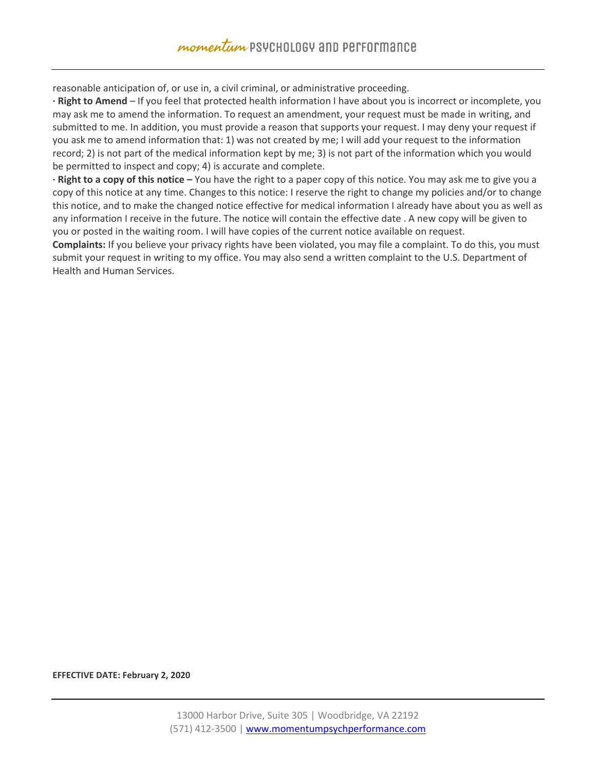reasonable anticipation of, or use in, a civil criminal, or administrative proceeding.

· **Right to Amend** – If you feel that protected health information I have about you is incorrect or incomplete, you may ask me to amend the information. To request an amendment, your request must be made in writing, and submitted to me. In addition, you must provide a reason that supports your request. I may deny your request if you ask me to amend information that: 1) was not created by me; I will add your request to the information record; 2) is not part of the medical information kept by me; 3) is not part of the information which you would be permitted to inspect and copy; 4) is accurate and complete.

· **Right to a copy of this notice –** You have the right to a paper copy of this notice. You may ask me to give you a copy of this notice at any time. Changes to this notice: I reserve the right to change my policies and/or to change this notice, and to make the changed notice effective for medical information I already have about you as well as any information I receive in the future. The notice will contain the effective date . A new copy will be given to you or posted in the waiting room. I will have copies of the current notice available on request.

**Complaints:** If you believe your privacy rights have been violated, you may file a complaint. To do this, you must submit your request in writing to my office. You may also send a written complaint to the U.S. Department of Health and Human Services.

**EFFECTIVE DATE: February 2, 2020**